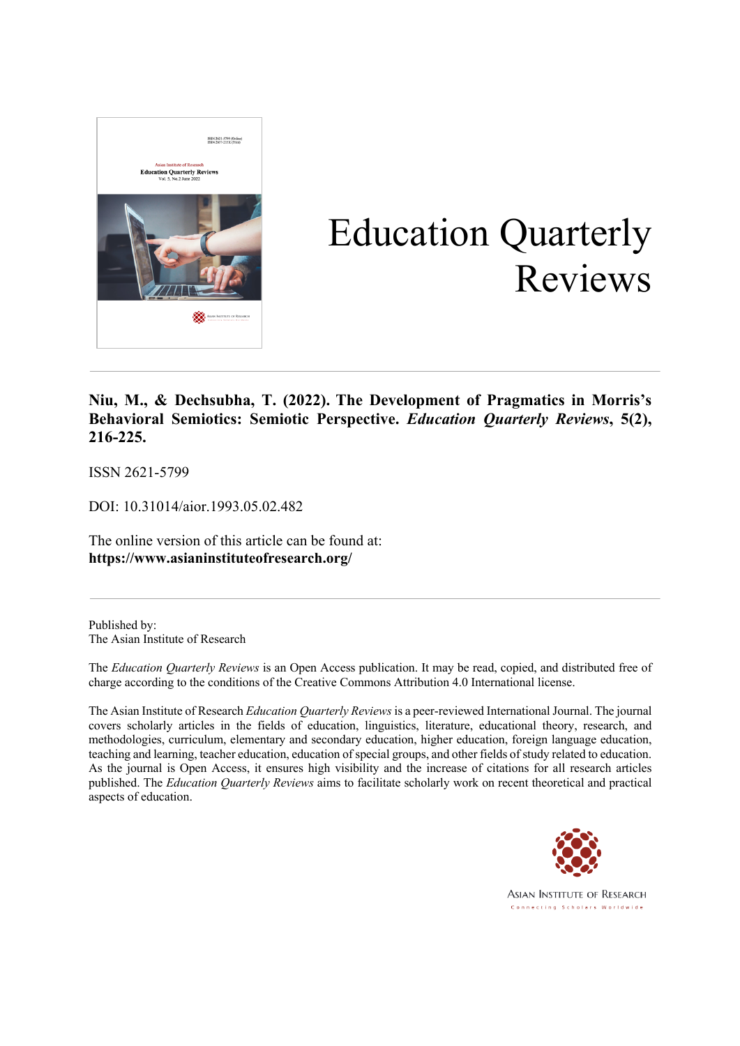# Education Quarterly Reviews

**Niu, M., & Dechsubha, T. (2022). The Development of Pragmatics in Morris's Behavioral Semiotics: Semiotic Perspective. *Education Quarterly Reviews*, 5(2), 216-225.**

ISSN 2621-5799

DOI: 10.31014/aior.1993.05.02.482

The online version of this article can be found at:
**https://www.asianinstituteofresearch.org/**

---

Published by:
The Asian Institute of Research

The *Education Quarterly Reviews* is an Open Access publication. It may be read, copied, and distributed free of charge according to the conditions of the Creative Commons Attribution 4.0 International license.

The Asian Institute of Research *Education Quarterly Reviews* is a peer-reviewed International Journal. The journal covers scholarly articles in the fields of education, linguistics, literature, educational theory, research, and methodologies, curriculum, elementary and secondary education, higher education, foreign language education, teaching and learning, teacher education, education of special groups, and other fields of study related to education. As the journal is Open Access, it ensures high visibility and the increase of citations for all research articles published. The *Education Quarterly Reviews* aims to facilitate scholarly work on recent theoretical and practical aspects of education.

ASIAN INSTITUTE OF RESEARCH
Connecting Scholars Worldwide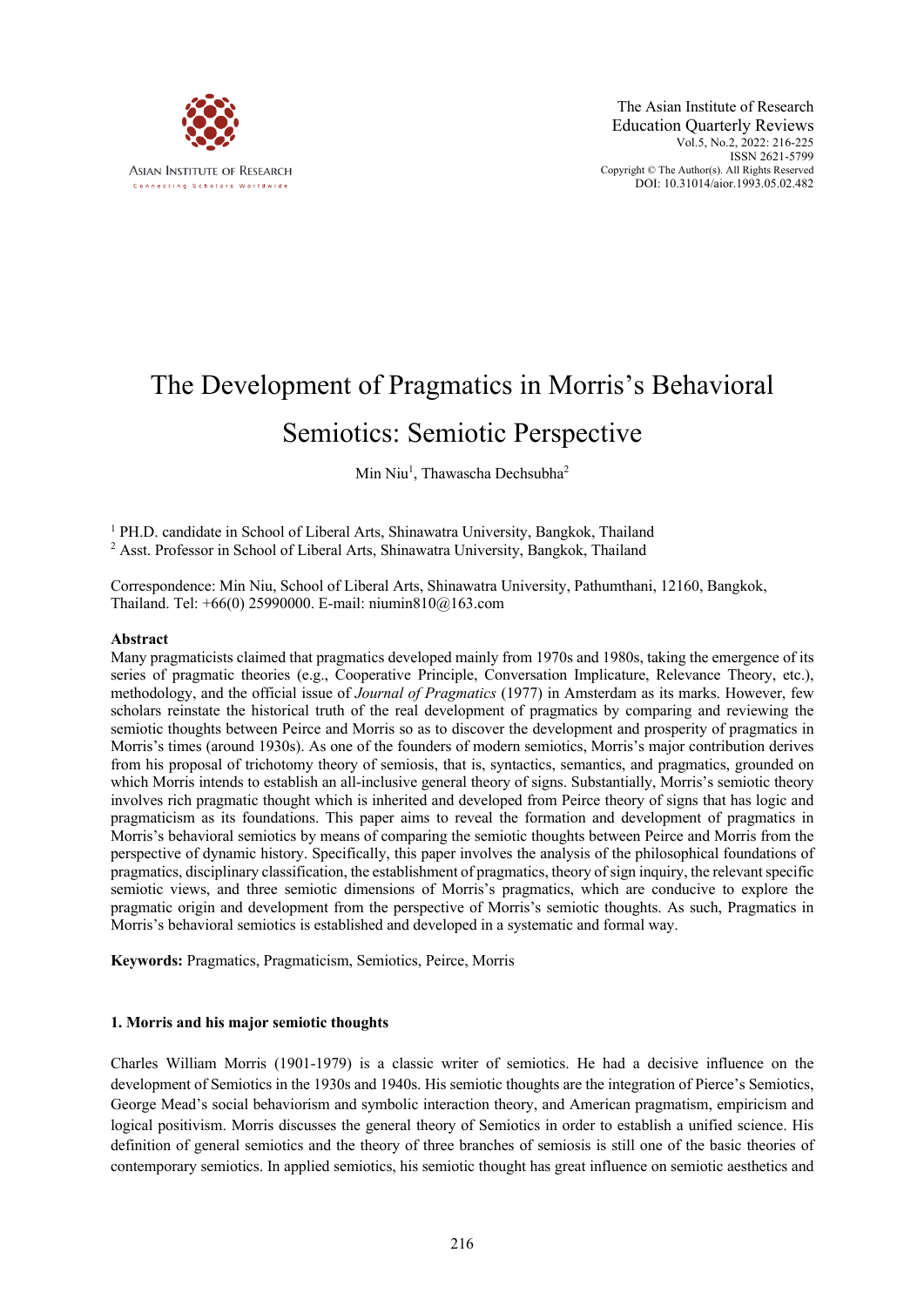# The Development of Pragmatics in Morris's Behavioral Semiotics: Semiotic Perspective

Min Niu[1], Thawascha Dechsubha[2]

[1] PH.D. candidate in School of Liberal Arts, Shinawatra University, Bangkok, Thailand
[2] Asst. Professor in School of Liberal Arts, Shinawatra University, Bangkok, Thailand

Correspondence: Min Niu, School of Liberal Arts, Shinawatra University, Pathumthani, 12160, Bangkok, Thailand. Tel: +66(0) 25990000. E-mail: niumin810@163.com

## Abstract

Many pragmaticists claimed that pragmatics developed mainly from 1970s and 1980s, taking the emergence of its series of pragmatic theories (e.g., Cooperative Principle, Conversation Implicature, Relevance Theory, etc.), methodology, and the official issue of *Journal of Pragmatics* (1977) in Amsterdam as its marks. However, few scholars reinstate the historical truth of the real development of pragmatics by comparing and reviewing the semiotic thoughts between Peirce and Morris so as to discover the development and prosperity of pragmatics in Morris's times (around 1930s). As one of the founders of modern semiotics, Morris's major contribution derives from his proposal of trichotomy theory of semiosis, that is, syntactics, semantics, and pragmatics, grounded on which Morris intends to establish an all-inclusive general theory of signs. Substantially, Morris's semiotic theory involves rich pragmatic thought which is inherited and developed from Peirce theory of signs that has logic and pragmaticism as its foundations. This paper aims to reveal the formation and development of pragmatics in Morris's behavioral semiotics by means of comparing the semiotic thoughts between Peirce and Morris from the perspective of dynamic history. Specifically, this paper involves the analysis of the philosophical foundations of pragmatics, disciplinary classification, the establishment of pragmatics, theory of sign inquiry, the relevant specific semiotic views, and three semiotic dimensions of Morris's pragmatics, which are conducive to explore the pragmatic origin and development from the perspective of Morris's semiotic thoughts. As such, Pragmatics in Morris's behavioral semiotics is established and developed in a systematic and formal way.

**Keywords:** Pragmatics, Pragmaticism, Semiotics, Peirce, Morris

## 1. Morris and his major semiotic thoughts

Charles William Morris (1901-1979) is a classic writer of semiotics. He had a decisive influence on the development of Semiotics in the 1930s and 1940s. His semiotic thoughts are the integration of Pierce's Semiotics, George Mead's social behaviorism and symbolic interaction theory, and American pragmatism, empiricism and logical positivism. Morris discusses the general theory of Semiotics in order to establish a unified science. His definition of general semiotics and the theory of three branches of semiosis is still one of the basic theories of contemporary semiotics. In applied semiotics, his semiotic thought has great influence on semiotic aesthetics and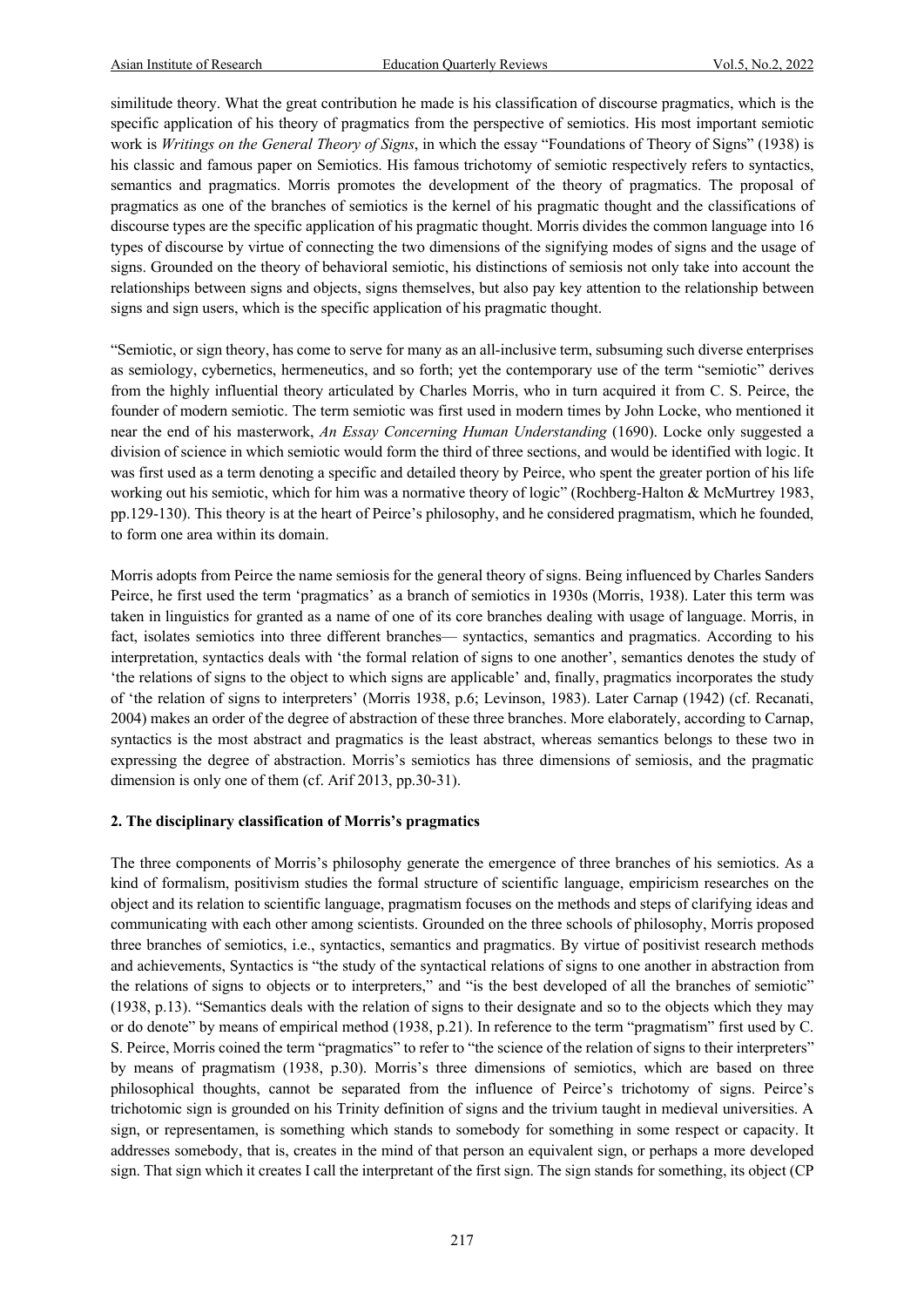similitude theory. What the great contribution he made is his classification of discourse pragmatics, which is the specific application of his theory of pragmatics from the perspective of semiotics. His most important semiotic work is *Writings on the General Theory of Signs*, in which the essay "Foundations of Theory of Signs" (1938) is his classic and famous paper on Semiotics. His famous trichotomy of semiotic respectively refers to syntactics, semantics and pragmatics. Morris promotes the development of the theory of pragmatics. The proposal of pragmatics as one of the branches of semiotics is the kernel of his pragmatic thought and the classifications of discourse types are the specific application of his pragmatic thought. Morris divides the common language into 16 types of discourse by virtue of connecting the two dimensions of the signifying modes of signs and the usage of signs. Grounded on the theory of behavioral semiotic, his distinctions of semiosis not only take into account the relationships between signs and objects, signs themselves, but also pay key attention to the relationship between signs and sign users, which is the specific application of his pragmatic thought.

"Semiotic, or sign theory, has come to serve for many as an all-inclusive term, subsuming such diverse enterprises as semiology, cybernetics, hermeneutics, and so forth; yet the contemporary use of the term "semiotic" derives from the highly influential theory articulated by Charles Morris, who in turn acquired it from C. S. Peirce, the founder of modern semiotic. The term semiotic was first used in modern times by John Locke, who mentioned it near the end of his masterwork, *An Essay Concerning Human Understanding* (1690). Locke only suggested a division of science in which semiotic would form the third of three sections, and would be identified with logic. It was first used as a term denoting a specific and detailed theory by Peirce, who spent the greater portion of his life working out his semiotic, which for him was a normative theory of logic" (Rochberg-Halton & McMurtrey 1983, pp.129-130). This theory is at the heart of Peirce's philosophy, and he considered pragmatism, which he founded, to form one area within its domain.

Morris adopts from Peirce the name semiosis for the general theory of signs. Being influenced by Charles Sanders Peirce, he first used the term 'pragmatics' as a branch of semiotics in 1930s (Morris, 1938). Later this term was taken in linguistics for granted as a name of one of its core branches dealing with usage of language. Morris, in fact, isolates semiotics into three different branches— syntactics, semantics and pragmatics. According to his interpretation, syntactics deals with 'the formal relation of signs to one another', semantics denotes the study of 'the relations of signs to the object to which signs are applicable' and, finally, pragmatics incorporates the study of 'the relation of signs to interpreters' (Morris 1938, p.6; Levinson, 1983). Later Carnap (1942) (cf. Recanati, 2004) makes an order of the degree of abstraction of these three branches. More elaborately, according to Carnap, syntactics is the most abstract and pragmatics is the least abstract, whereas semantics belongs to these two in expressing the degree of abstraction. Morris's semiotics has three dimensions of semiosis, and the pragmatic dimension is only one of them (cf. Arif 2013, pp.30-31).

## 2. The disciplinary classification of Morris's pragmatics

The three components of Morris's philosophy generate the emergence of three branches of his semiotics. As a kind of formalism, positivism studies the formal structure of scientific language, empiricism researches on the object and its relation to scientific language, pragmatism focuses on the methods and steps of clarifying ideas and communicating with each other among scientists. Grounded on the three schools of philosophy, Morris proposed three branches of semiotics, i.e., syntactics, semantics and pragmatics. By virtue of positivist research methods and achievements, Syntactics is "the study of the syntactical relations of signs to one another in abstraction from the relations of signs to objects or to interpreters," and "is the best developed of all the branches of semiotic" (1938, p.13). "Semantics deals with the relation of signs to their designate and so to the objects which they may or do denote" by means of empirical method (1938, p.21). In reference to the term "pragmatism" first used by C. S. Peirce, Morris coined the term "pragmatics" to refer to "the science of the relation of signs to their interpreters" by means of pragmatism (1938, p.30). Morris's three dimensions of semiotics, which are based on three philosophical thoughts, cannot be separated from the influence of Peirce's trichotomy of signs. Peirce's trichotomic sign is grounded on his Trinity definition of signs and the trivium taught in medieval universities. A sign, or representamen, is something which stands to somebody for something in some respect or capacity. It addresses somebody, that is, creates in the mind of that person an equivalent sign, or perhaps a more developed sign. That sign which it creates I call the interpretant of the first sign. The sign stands for something, its object (CP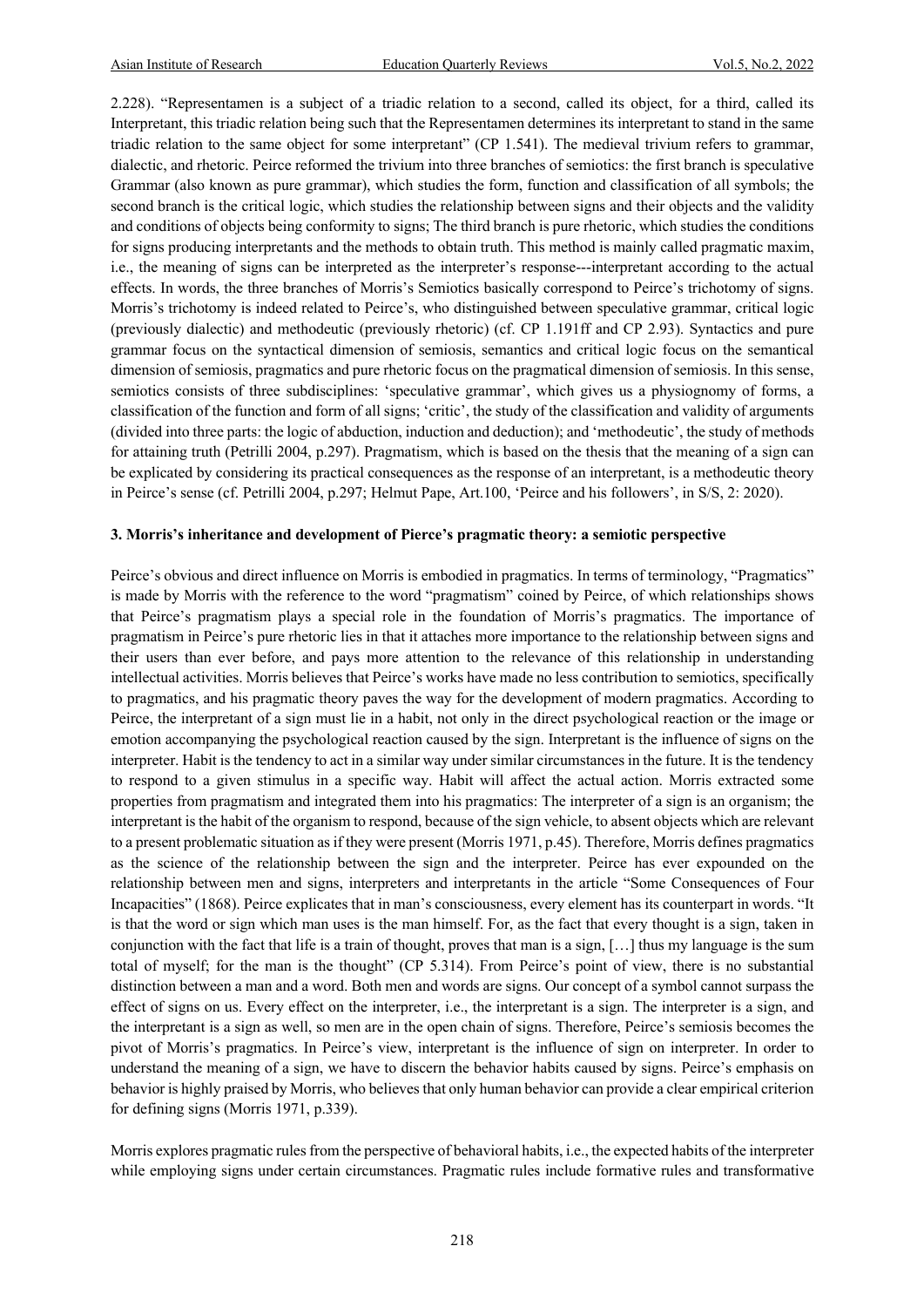2.228). "Representamen is a subject of a triadic relation to a second, called its object, for a third, called its Interpretant, this triadic relation being such that the Representamen determines its interpretant to stand in the same triadic relation to the same object for some interpretant" (CP 1.541). The medieval trivium refers to grammar, dialectic, and rhetoric. Peirce reformed the trivium into three branches of semiotics: the first branch is speculative Grammar (also known as pure grammar), which studies the form, function and classification of all symbols; the second branch is the critical logic, which studies the relationship between signs and their objects and the validity and conditions of objects being conformity to signs; The third branch is pure rhetoric, which studies the conditions for signs producing interpretants and the methods to obtain truth. This method is mainly called pragmatic maxim, i.e., the meaning of signs can be interpreted as the interpreter's response---interpretant according to the actual effects. In words, the three branches of Morris's Semiotics basically correspond to Peirce's trichotomy of signs. Morris's trichotomy is indeed related to Peirce's, who distinguished between speculative grammar, critical logic (previously dialectic) and methodeutic (previously rhetoric) (cf. CP 1.191ff and CP 2.93). Syntactics and pure grammar focus on the syntactical dimension of semiosis, semantics and critical logic focus on the semantical dimension of semiosis, pragmatics and pure rhetoric focus on the pragmatical dimension of semiosis. In this sense, semiotics consists of three subdisciplines: 'speculative grammar', which gives us a physiognomy of forms, a classification of the function and form of all signs; 'critic', the study of the classification and validity of arguments (divided into three parts: the logic of abduction, induction and deduction); and 'methodeutic', the study of methods for attaining truth (Petrilli 2004, p.297). Pragmatism, which is based on the thesis that the meaning of a sign can be explicated by considering its practical consequences as the response of an interpretant, is a methodeutic theory in Peirce's sense (cf. Petrilli 2004, p.297; Helmut Pape, Art.100, 'Peirce and his followers', in S/S, 2: 2020).

### 3. Morris's inheritance and development of Pierce's pragmatic theory: a semiotic perspective

Peirce's obvious and direct influence on Morris is embodied in pragmatics. In terms of terminology, "Pragmatics" is made by Morris with the reference to the word "pragmatism" coined by Peirce, of which relationships shows that Peirce's pragmatism plays a special role in the foundation of Morris's pragmatics. The importance of pragmatism in Peirce's pure rhetoric lies in that it attaches more importance to the relationship between signs and their users than ever before, and pays more attention to the relevance of this relationship in understanding intellectual activities. Morris believes that Peirce's works have made no less contribution to semiotics, specifically to pragmatics, and his pragmatic theory paves the way for the development of modern pragmatics. According to Peirce, the interpretant of a sign must lie in a habit, not only in the direct psychological reaction or the image or emotion accompanying the psychological reaction caused by the sign. Interpretant is the influence of signs on the interpreter. Habit is the tendency to act in a similar way under similar circumstances in the future. It is the tendency to respond to a given stimulus in a specific way. Habit will affect the actual action. Morris extracted some properties from pragmatism and integrated them into his pragmatics: The interpreter of a sign is an organism; the interpretant is the habit of the organism to respond, because of the sign vehicle, to absent objects which are relevant to a present problematic situation as if they were present (Morris 1971, p.45). Therefore, Morris defines pragmatics as the science of the relationship between the sign and the interpreter. Peirce has ever expounded on the relationship between men and signs, interpreters and interpretants in the article "Some Consequences of Four Incapacities" (1868). Peirce explicates that in man's consciousness, every element has its counterpart in words. "It is that the word or sign which man uses is the man himself. For, as the fact that every thought is a sign, taken in conjunction with the fact that life is a train of thought, proves that man is a sign, […] thus my language is the sum total of myself; for the man is the thought" (CP 5.314). From Peirce's point of view, there is no substantial distinction between a man and a word. Both men and words are signs. Our concept of a symbol cannot surpass the effect of signs on us. Every effect on the interpreter, i.e., the interpretant is a sign. The interpreter is a sign, and the interpretant is a sign as well, so men are in the open chain of signs. Therefore, Peirce's semiosis becomes the pivot of Morris's pragmatics. In Peirce's view, interpretant is the influence of sign on interpreter. In order to understand the meaning of a sign, we have to discern the behavior habits caused by signs. Peirce's emphasis on behavior is highly praised by Morris, who believes that only human behavior can provide a clear empirical criterion for defining signs (Morris 1971, p.339).

Morris explores pragmatic rules from the perspective of behavioral habits, i.e., the expected habits of the interpreter while employing signs under certain circumstances. Pragmatic rules include formative rules and transformative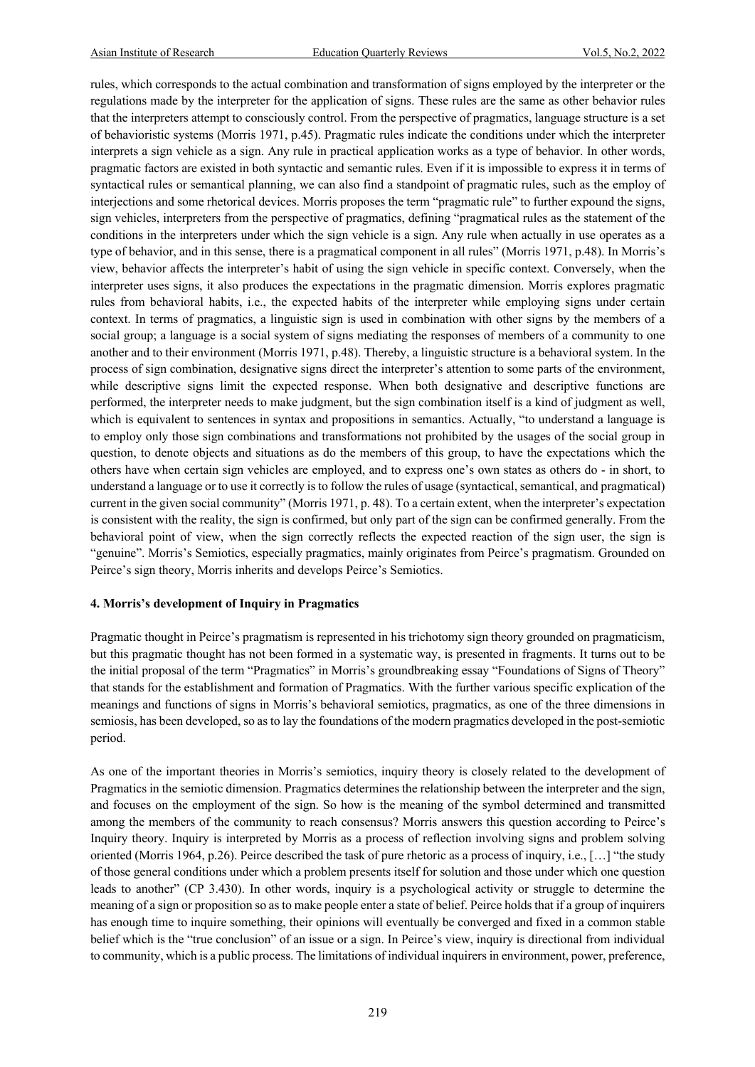rules, which corresponds to the actual combination and transformation of signs employed by the interpreter or the regulations made by the interpreter for the application of signs. These rules are the same as other behavior rules that the interpreters attempt to consciously control. From the perspective of pragmatics, language structure is a set of behavioristic systems (Morris 1971, p.45). Pragmatic rules indicate the conditions under which the interpreter interprets a sign vehicle as a sign. Any rule in practical application works as a type of behavior. In other words, pragmatic factors are existed in both syntactic and semantic rules. Even if it is impossible to express it in terms of syntactical rules or semantical planning, we can also find a standpoint of pragmatic rules, such as the employ of interjections and some rhetorical devices. Morris proposes the term "pragmatic rule" to further expound the signs, sign vehicles, interpreters from the perspective of pragmatics, defining "pragmatical rules as the statement of the conditions in the interpreters under which the sign vehicle is a sign. Any rule when actually in use operates as a type of behavior, and in this sense, there is a pragmatical component in all rules" (Morris 1971, p.48). In Morris's view, behavior affects the interpreter's habit of using the sign vehicle in specific context. Conversely, when the interpreter uses signs, it also produces the expectations in the pragmatic dimension. Morris explores pragmatic rules from behavioral habits, i.e., the expected habits of the interpreter while employing signs under certain context. In terms of pragmatics, a linguistic sign is used in combination with other signs by the members of a social group; a language is a social system of signs mediating the responses of members of a community to one another and to their environment (Morris 1971, p.48). Thereby, a linguistic structure is a behavioral system. In the process of sign combination, designative signs direct the interpreter's attention to some parts of the environment, while descriptive signs limit the expected response. When both designative and descriptive functions are performed, the interpreter needs to make judgment, but the sign combination itself is a kind of judgment as well, which is equivalent to sentences in syntax and propositions in semantics. Actually, "to understand a language is to employ only those sign combinations and transformations not prohibited by the usages of the social group in question, to denote objects and situations as do the members of this group, to have the expectations which the others have when certain sign vehicles are employed, and to express one's own states as others do - in short, to understand a language or to use it correctly is to follow the rules of usage (syntactical, semantical, and pragmatical) current in the given social community" (Morris 1971, p. 48). To a certain extent, when the interpreter's expectation is consistent with the reality, the sign is confirmed, but only part of the sign can be confirmed generally. From the behavioral point of view, when the sign correctly reflects the expected reaction of the sign user, the sign is "genuine". Morris's Semiotics, especially pragmatics, mainly originates from Peirce's pragmatism. Grounded on Peirce's sign theory, Morris inherits and develops Peirce's Semiotics.

### 4. Morris's development of Inquiry in Pragmatics

Pragmatic thought in Peirce's pragmatism is represented in his trichotomy sign theory grounded on pragmaticism, but this pragmatic thought has not been formed in a systematic way, is presented in fragments. It turns out to be the initial proposal of the term "Pragmatics" in Morris's groundbreaking essay "Foundations of Signs of Theory" that stands for the establishment and formation of Pragmatics. With the further various specific explication of the meanings and functions of signs in Morris's behavioral semiotics, pragmatics, as one of the three dimensions in semiosis, has been developed, so as to lay the foundations of the modern pragmatics developed in the post-semiotic period.

As one of the important theories in Morris's semiotics, inquiry theory is closely related to the development of Pragmatics in the semiotic dimension. Pragmatics determines the relationship between the interpreter and the sign, and focuses on the employment of the sign. So how is the meaning of the symbol determined and transmitted among the members of the community to reach consensus? Morris answers this question according to Peirce's Inquiry theory. Inquiry is interpreted by Morris as a process of reflection involving signs and problem solving oriented (Morris 1964, p.26). Peirce described the task of pure rhetoric as a process of inquiry, i.e., […] "the study of those general conditions under which a problem presents itself for solution and those under which one question leads to another" (CP 3.430). In other words, inquiry is a psychological activity or struggle to determine the meaning of a sign or proposition so as to make people enter a state of belief. Peirce holds that if a group of inquirers has enough time to inquire something, their opinions will eventually be converged and fixed in a common stable belief which is the "true conclusion" of an issue or a sign. In Peirce's view, inquiry is directional from individual to community, which is a public process. The limitations of individual inquirers in environment, power, preference,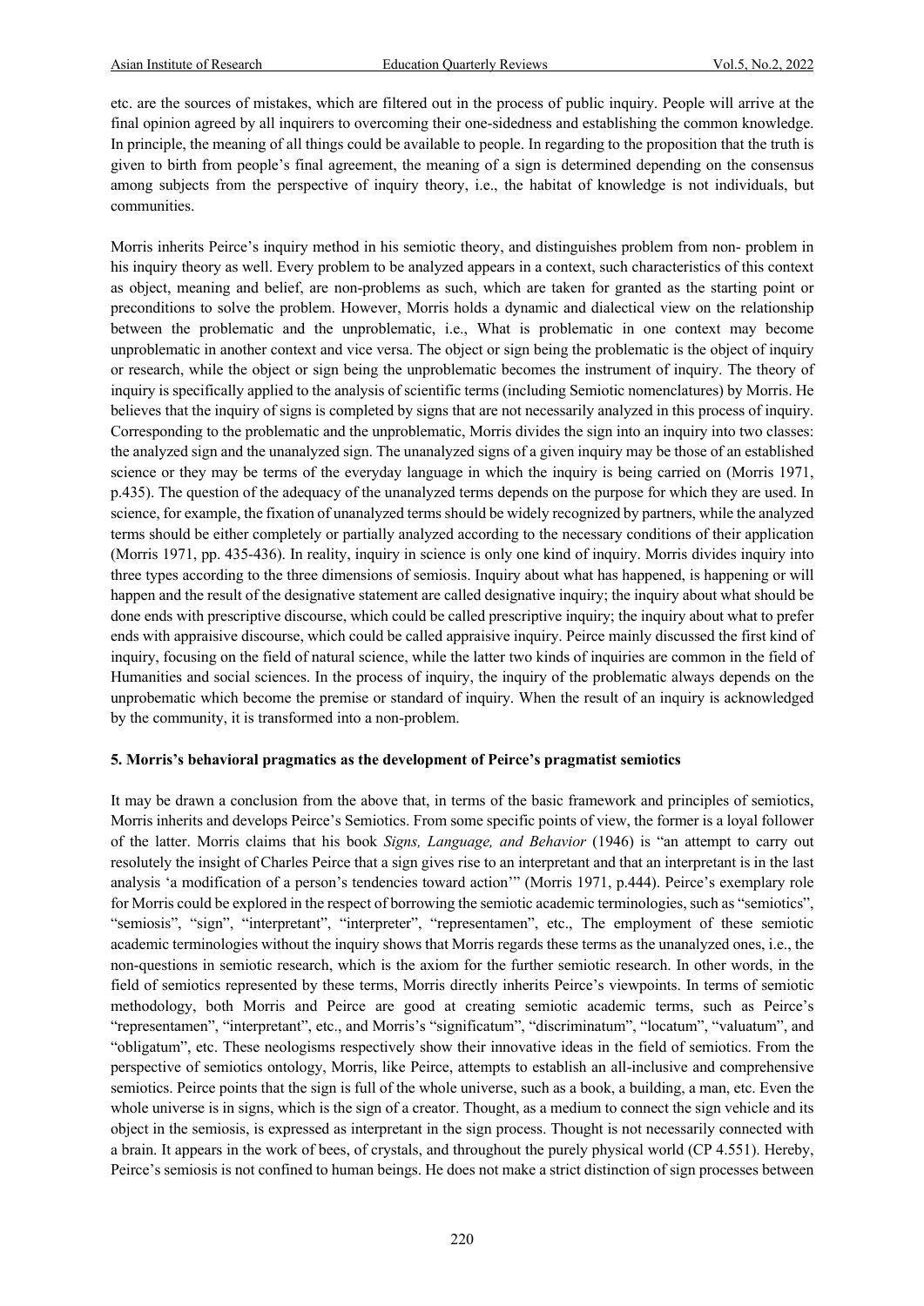etc. are the sources of mistakes, which are filtered out in the process of public inquiry. People will arrive at the final opinion agreed by all inquirers to overcoming their one-sidedness and establishing the common knowledge. In principle, the meaning of all things could be available to people. In regarding to the proposition that the truth is given to birth from people's final agreement, the meaning of a sign is determined depending on the consensus among subjects from the perspective of inquiry theory, i.e., the habitat of knowledge is not individuals, but communities.

Morris inherits Peirce's inquiry method in his semiotic theory, and distinguishes problem from non- problem in his inquiry theory as well. Every problem to be analyzed appears in a context, such characteristics of this context as object, meaning and belief, are non-problems as such, which are taken for granted as the starting point or preconditions to solve the problem. However, Morris holds a dynamic and dialectical view on the relationship between the problematic and the unproblematic, i.e., What is problematic in one context may become unproblematic in another context and vice versa. The object or sign being the problematic is the object of inquiry or research, while the object or sign being the unproblematic becomes the instrument of inquiry. The theory of inquiry is specifically applied to the analysis of scientific terms (including Semiotic nomenclatures) by Morris. He believes that the inquiry of signs is completed by signs that are not necessarily analyzed in this process of inquiry. Corresponding to the problematic and the unproblematic, Morris divides the sign into an inquiry into two classes: the analyzed sign and the unanalyzed sign. The unanalyzed signs of a given inquiry may be those of an established science or they may be terms of the everyday language in which the inquiry is being carried on (Morris 1971, p.435). The question of the adequacy of the unanalyzed terms depends on the purpose for which they are used. In science, for example, the fixation of unanalyzed terms should be widely recognized by partners, while the analyzed terms should be either completely or partially analyzed according to the necessary conditions of their application (Morris 1971, pp. 435-436). In reality, inquiry in science is only one kind of inquiry. Morris divides inquiry into three types according to the three dimensions of semiosis. Inquiry about what has happened, is happening or will happen and the result of the designative statement are called designative inquiry; the inquiry about what should be done ends with prescriptive discourse, which could be called prescriptive inquiry; the inquiry about what to prefer ends with appraisive discourse, which could be called appraisive inquiry. Peirce mainly discussed the first kind of inquiry, focusing on the field of natural science, while the latter two kinds of inquiries are common in the field of Humanities and social sciences. In the process of inquiry, the inquiry of the problematic always depends on the unprobematic which become the premise or standard of inquiry. When the result of an inquiry is acknowledged by the community, it is transformed into a non-problem.

## 5. Morris's behavioral pragmatics as the development of Peirce's pragmatist semiotics

It may be drawn a conclusion from the above that, in terms of the basic framework and principles of semiotics, Morris inherits and develops Peirce's Semiotics. From some specific points of view, the former is a loyal follower of the latter. Morris claims that his book *Signs, Language, and Behavior* (1946) is "an attempt to carry out resolutely the insight of Charles Peirce that a sign gives rise to an interpretant and that an interpretant is in the last analysis 'a modification of a person's tendencies toward action'" (Morris 1971, p.444). Peirce's exemplary role for Morris could be explored in the respect of borrowing the semiotic academic terminologies, such as "semiotics", "semiosis", "sign", "interpretant", "interpreter", "representamen", etc., The employment of these semiotic academic terminologies without the inquiry shows that Morris regards these terms as the unanalyzed ones, i.e., the non-questions in semiotic research, which is the axiom for the further semiotic research. In other words, in the field of semiotics represented by these terms, Morris directly inherits Peirce's viewpoints. In terms of semiotic methodology, both Morris and Peirce are good at creating semiotic academic terms, such as Peirce's "representamen", "interpretant", etc., and Morris's "significatum", "discriminatum", "locatum", "valuatum", and "obligatum", etc. These neologisms respectively show their innovative ideas in the field of semiotics. From the perspective of semiotics ontology, Morris, like Peirce, attempts to establish an all-inclusive and comprehensive semiotics. Peirce points that the sign is full of the whole universe, such as a book, a building, a man, etc. Even the whole universe is in signs, which is the sign of a creator. Thought, as a medium to connect the sign vehicle and its object in the semiosis, is expressed as interpretant in the sign process. Thought is not necessarily connected with a brain. It appears in the work of bees, of crystals, and throughout the purely physical world (CP 4.551). Hereby, Peirce's semiosis is not confined to human beings. He does not make a strict distinction of sign processes between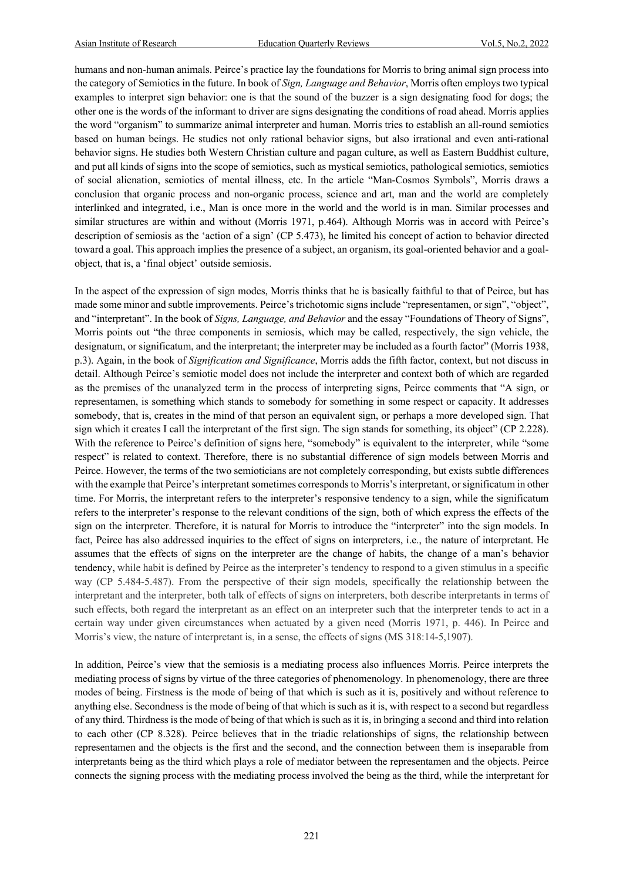humans and non-human animals. Peirce's practice lay the foundations for Morris to bring animal sign process into the category of Semiotics in the future. In book of *Sign, Language and Behavior*, Morris often employs two typical examples to interpret sign behavior: one is that the sound of the buzzer is a sign designating food for dogs; the other one is the words of the informant to driver are signs designating the conditions of road ahead. Morris applies the word "organism" to summarize animal interpreter and human. Morris tries to establish an all-round semiotics based on human beings. He studies not only rational behavior signs, but also irrational and even anti-rational behavior signs. He studies both Western Christian culture and pagan culture, as well as Eastern Buddhist culture, and put all kinds of signs into the scope of semiotics, such as mystical semiotics, pathological semiotics, semiotics of social alienation, semiotics of mental illness, etc. In the article "Man-Cosmos Symbols", Morris draws a conclusion that organic process and non-organic process, science and art, man and the world are completely interlinked and integrated, i.e., Man is once more in the world and the world is in man. Similar processes and similar structures are within and without (Morris 1971, p.464). Although Morris was in accord with Peirce's description of semiosis as the 'action of a sign' (CP 5.473), he limited his concept of action to behavior directed toward a goal. This approach implies the presence of a subject, an organism, its goal-oriented behavior and a goal-object, that is, a 'final object' outside semiosis.

In the aspect of the expression of sign modes, Morris thinks that he is basically faithful to that of Peirce, but has made some minor and subtle improvements. Peirce's trichotomic signs include "representamen, or sign", "object", and "interpretant". In the book of *Signs, Language, and Behavior* and the essay "Foundations of Theory of Signs", Morris points out "the three components in semiosis, which may be called, respectively, the sign vehicle, the designatum, or significatum, and the interpretant; the interpreter may be included as a fourth factor" (Morris 1938, p.3). Again, in the book of *Signification and Significance*, Morris adds the fifth factor, context, but not discuss in detail. Although Peirce's semiotic model does not include the interpreter and context both of which are regarded as the premises of the unanalyzed term in the process of interpreting signs, Peirce comments that "A sign, or representamen, is something which stands to somebody for something in some respect or capacity. It addresses somebody, that is, creates in the mind of that person an equivalent sign, or perhaps a more developed sign. That sign which it creates I call the interpretant of the first sign. The sign stands for something, its object" (CP 2.228). With the reference to Peirce's definition of signs here, "somebody" is equivalent to the interpreter, while "some respect" is related to context. Therefore, there is no substantial difference of sign models between Morris and Peirce. However, the terms of the two semioticians are not completely corresponding, but exists subtle differences with the example that Peirce's interpretant sometimes corresponds to Morris's interpretant, or significatum in other time. For Morris, the interpretant refers to the interpreter's responsive tendency to a sign, while the significatum refers to the interpreter's response to the relevant conditions of the sign, both of which express the effects of the sign on the interpreter. Therefore, it is natural for Morris to introduce the "interpreter" into the sign models. In fact, Peirce has also addressed inquiries to the effect of signs on interpreters, i.e., the nature of interpretant. He assumes that the effects of signs on the interpreter are the change of habits, the change of a man's behavior tendency, while habit is defined by Peirce as the interpreter's tendency to respond to a given stimulus in a specific way (CP 5.484-5.487). From the perspective of their sign models, specifically the relationship between the interpretant and the interpreter, both talk of effects of signs on interpreters, both describe interpretants in terms of such effects, both regard the interpretant as an effect on an interpreter such that the interpreter tends to act in a certain way under given circumstances when actuated by a given need (Morris 1971, p. 446). In Peirce and Morris's view, the nature of interpretant is, in a sense, the effects of signs (MS 318:14-5,1907).

In addition, Peirce's view that the semiosis is a mediating process also influences Morris. Peirce interprets the mediating process of signs by virtue of the three categories of phenomenology. In phenomenology, there are three modes of being. Firstness is the mode of being of that which is such as it is, positively and without reference to anything else. Secondness is the mode of being of that which is such as it is, with respect to a second but regardless of any third. Thirdness is the mode of being of that which is such as it is, in bringing a second and third into relation to each other (CP 8.328). Peirce believes that in the triadic relationships of signs, the relationship between representamen and the objects is the first and the second, and the connection between them is inseparable from interpretants being as the third which plays a role of mediator between the representamen and the objects. Peirce connects the signing process with the mediating process involved the being as the third, while the interpretant for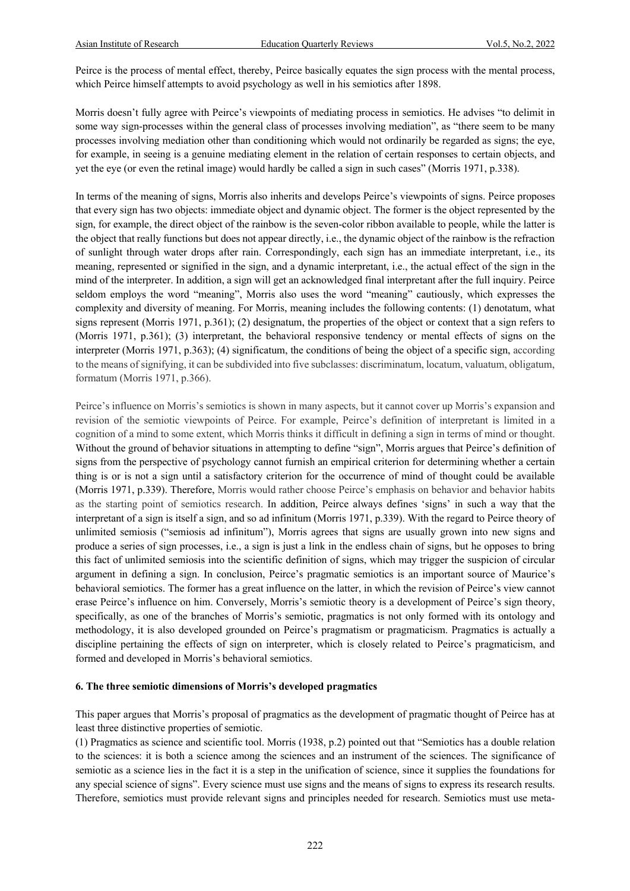Peirce is the process of mental effect, thereby, Peirce basically equates the sign process with the mental process, which Peirce himself attempts to avoid psychology as well in his semiotics after 1898.

Morris doesn't fully agree with Peirce's viewpoints of mediating process in semiotics. He advises "to delimit in some way sign-processes within the general class of processes involving mediation", as "there seem to be many processes involving mediation other than conditioning which would not ordinarily be regarded as signs; the eye, for example, in seeing is a genuine mediating element in the relation of certain responses to certain objects, and yet the eye (or even the retinal image) would hardly be called a sign in such cases" (Morris 1971, p.338).

In terms of the meaning of signs, Morris also inherits and develops Peirce's viewpoints of signs. Peirce proposes that every sign has two objects: immediate object and dynamic object. The former is the object represented by the sign, for example, the direct object of the rainbow is the seven-color ribbon available to people, while the latter is the object that really functions but does not appear directly, i.e., the dynamic object of the rainbow is the refraction of sunlight through water drops after rain. Correspondingly, each sign has an immediate interpretant, i.e., its meaning, represented or signified in the sign, and a dynamic interpretant, i.e., the actual effect of the sign in the mind of the interpreter. In addition, a sign will get an acknowledged final interpretant after the full inquiry. Peirce seldom employs the word "meaning", Morris also uses the word "meaning" cautiously, which expresses the complexity and diversity of meaning. For Morris, meaning includes the following contents: (1) denotatum, what signs represent (Morris 1971, p.361); (2) designatum, the properties of the object or context that a sign refers to (Morris 1971, p.361); (3) interpretant, the behavioral responsive tendency or mental effects of signs on the interpreter (Morris 1971, p.363); (4) significatum, the conditions of being the object of a specific sign, according to the means of signifying, it can be subdivided into five subclasses: discriminatum, locatum, valuatum, obligatum, formatum (Morris 1971, p.366).

Peirce's influence on Morris's semiotics is shown in many aspects, but it cannot cover up Morris's expansion and revision of the semiotic viewpoints of Peirce. For example, Peirce's definition of interpretant is limited in a cognition of a mind to some extent, which Morris thinks it difficult in defining a sign in terms of mind or thought. Without the ground of behavior situations in attempting to define "sign", Morris argues that Peirce's definition of signs from the perspective of psychology cannot furnish an empirical criterion for determining whether a certain thing is or is not a sign until a satisfactory criterion for the occurrence of mind of thought could be available (Morris 1971, p.339). Therefore, Morris would rather choose Peirce's emphasis on behavior and behavior habits as the starting point of semiotics research. In addition, Peirce always defines 'signs' in such a way that the interpretant of a sign is itself a sign, and so ad infinitum (Morris 1971, p.339). With the regard to Peirce theory of unlimited semiosis ("semiosis ad infinitum"), Morris agrees that signs are usually grown into new signs and produce a series of sign processes, i.e., a sign is just a link in the endless chain of signs, but he opposes to bring this fact of unlimited semiosis into the scientific definition of signs, which may trigger the suspicion of circular argument in defining a sign. In conclusion, Peirce's pragmatic semiotics is an important source of Maurice's behavioral semiotics. The former has a great influence on the latter, in which the revision of Peirce's view cannot erase Peirce's influence on him. Conversely, Morris's semiotic theory is a development of Peirce's sign theory, specifically, as one of the branches of Morris's semiotic, pragmatics is not only formed with its ontology and methodology, it is also developed grounded on Peirce's pragmatism or pragmaticism. Pragmatics is actually a discipline pertaining the effects of sign on interpreter, which is closely related to Peirce's pragmaticism, and formed and developed in Morris's behavioral semiotics.

## 6. The three semiotic dimensions of Morris's developed pragmatics

This paper argues that Morris's proposal of pragmatics as the development of pragmatic thought of Peirce has at least three distinctive properties of semiotic.

(1) Pragmatics as science and scientific tool. Morris (1938, p.2) pointed out that "Semiotics has a double relation to the sciences: it is both a science among the sciences and an instrument of the sciences. The significance of semiotic as a science lies in the fact it is a step in the unification of science, since it supplies the foundations for any special science of signs". Every science must use signs and the means of signs to express its research results. Therefore, semiotics must provide relevant signs and principles needed for research. Semiotics must use meta-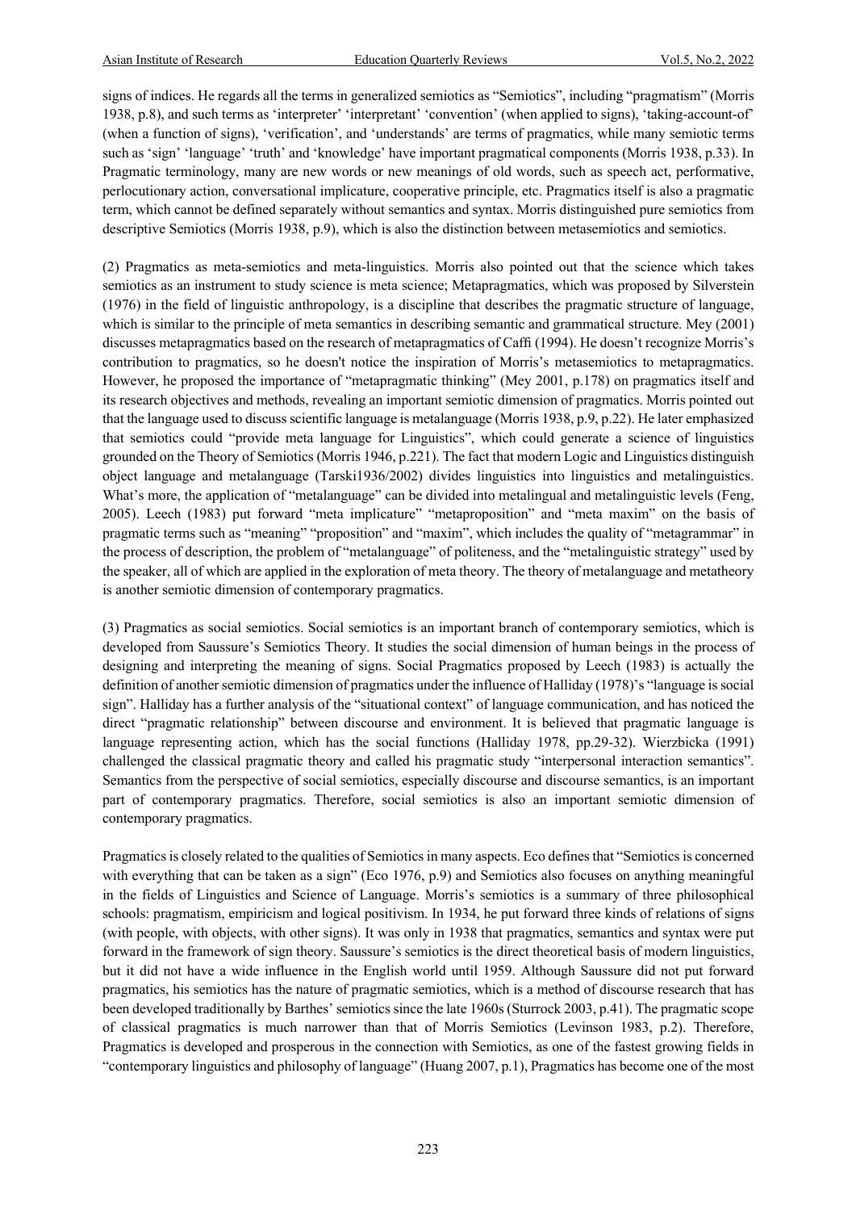signs of indices. He regards all the terms in generalized semiotics as "Semiotics", including "pragmatism" (Morris 1938, p.8), and such terms as 'interpreter' 'interpretant' 'convention' (when applied to signs), 'taking-account-of' (when a function of signs), 'verification', and 'understands' are terms of pragmatics, while many semiotic terms such as 'sign' 'language' 'truth' and 'knowledge' have important pragmatical components (Morris 1938, p.33). In Pragmatic terminology, many are new words or new meanings of old words, such as speech act, performative, perlocutionary action, conversational implicature, cooperative principle, etc. Pragmatics itself is also a pragmatic term, which cannot be defined separately without semantics and syntax. Morris distinguished pure semiotics from descriptive Semiotics (Morris 1938, p.9), which is also the distinction between metasemiotics and semiotics.

(2) Pragmatics as meta-semiotics and meta-linguistics. Morris also pointed out that the science which takes semiotics as an instrument to study science is meta science; Metapragmatics, which was proposed by Silverstein (1976) in the field of linguistic anthropology, is a discipline that describes the pragmatic structure of language, which is similar to the principle of meta semantics in describing semantic and grammatical structure. Mey (2001) discusses metapragmatics based on the research of metapragmatics of Caffi (1994). He doesn't recognize Morris's contribution to pragmatics, so he doesn't notice the inspiration of Morris's metasemiotics to metapragmatics. However, he proposed the importance of "metapragmatic thinking" (Mey 2001, p.178) on pragmatics itself and its research objectives and methods, revealing an important semiotic dimension of pragmatics. Morris pointed out that the language used to discuss scientific language is metalanguage (Morris 1938, p.9, p.22). He later emphasized that semiotics could "provide meta language for Linguistics", which could generate a science of linguistics grounded on the Theory of Semiotics (Morris 1946, p.221). The fact that modern Logic and Linguistics distinguish object language and metalanguage (Tarski1936/2002) divides linguistics into linguistics and metalinguistics. What's more, the application of "metalanguage" can be divided into metalingual and metalinguistic levels (Feng, 2005). Leech (1983) put forward "meta implicature" "metaproposition" and "meta maxim" on the basis of pragmatic terms such as "meaning" "proposition" and "maxim", which includes the quality of "metagrammar" in the process of description, the problem of "metalanguage" of politeness, and the "metalinguistic strategy" used by the speaker, all of which are applied in the exploration of meta theory. The theory of metalanguage and metatheory is another semiotic dimension of contemporary pragmatics.

(3) Pragmatics as social semiotics. Social semiotics is an important branch of contemporary semiotics, which is developed from Saussure's Semiotics Theory. It studies the social dimension of human beings in the process of designing and interpreting the meaning of signs. Social Pragmatics proposed by Leech (1983) is actually the definition of another semiotic dimension of pragmatics under the influence of Halliday (1978)'s "language is social sign". Halliday has a further analysis of the "situational context" of language communication, and has noticed the direct "pragmatic relationship" between discourse and environment. It is believed that pragmatic language is language representing action, which has the social functions (Halliday 1978, pp.29-32). Wierzbicka (1991) challenged the classical pragmatic theory and called his pragmatic study "interpersonal interaction semantics". Semantics from the perspective of social semiotics, especially discourse and discourse semantics, is an important part of contemporary pragmatics. Therefore, social semiotics is also an important semiotic dimension of contemporary pragmatics.

Pragmatics is closely related to the qualities of Semiotics in many aspects. Eco defines that "Semiotics is concerned with everything that can be taken as a sign" (Eco 1976, p.9) and Semiotics also focuses on anything meaningful in the fields of Linguistics and Science of Language. Morris's semiotics is a summary of three philosophical schools: pragmatism, empiricism and logical positivism. In 1934, he put forward three kinds of relations of signs (with people, with objects, with other signs). It was only in 1938 that pragmatics, semantics and syntax were put forward in the framework of sign theory. Saussure's semiotics is the direct theoretical basis of modern linguistics, but it did not have a wide influence in the English world until 1959. Although Saussure did not put forward pragmatics, his semiotics has the nature of pragmatic semiotics, which is a method of discourse research that has been developed traditionally by Barthes' semiotics since the late 1960s (Sturrock 2003, p.41). The pragmatic scope of classical pragmatics is much narrower than that of Morris Semiotics (Levinson 1983, p.2). Therefore, Pragmatics is developed and prosperous in the connection with Semiotics, as one of the fastest growing fields in "contemporary linguistics and philosophy of language" (Huang 2007, p.1), Pragmatics has become one of the most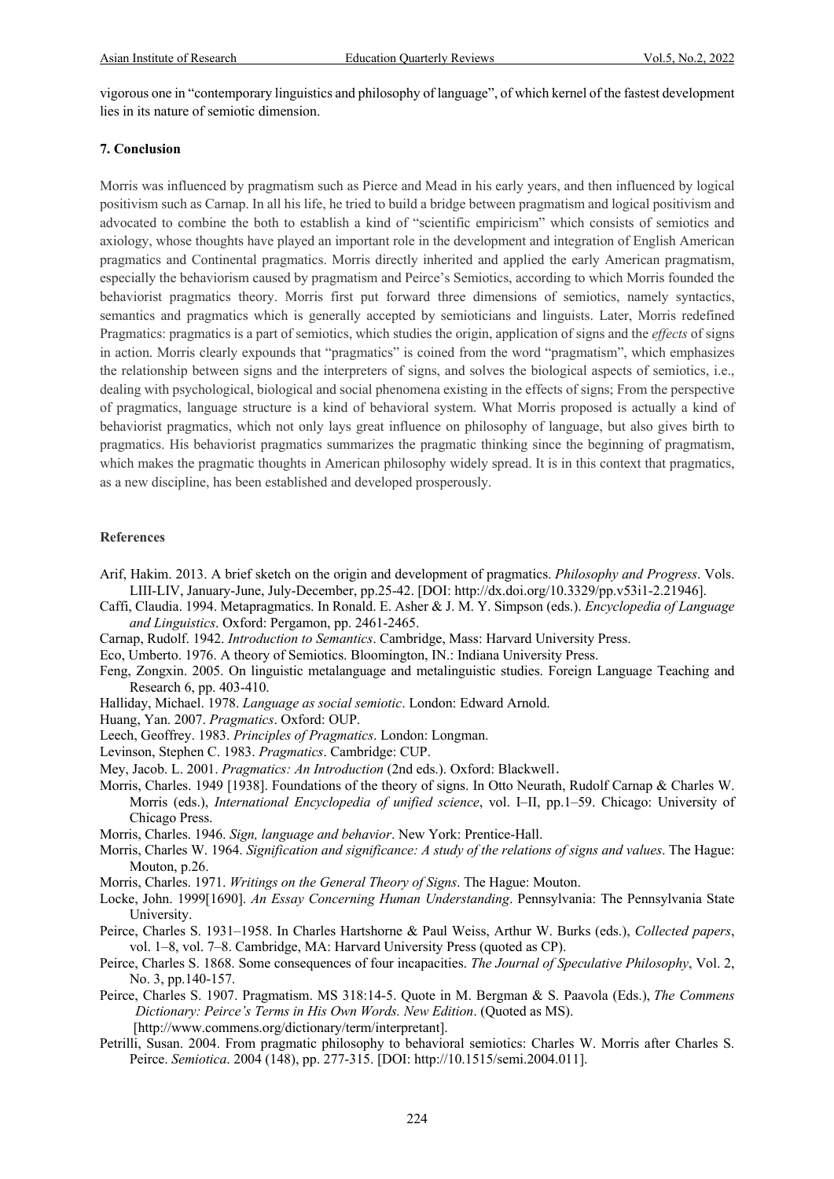vigorous one in "contemporary linguistics and philosophy of language", of which kernel of the fastest development lies in its nature of semiotic dimension.

## 7. Conclusion

Morris was influenced by pragmatism such as Pierce and Mead in his early years, and then influenced by logical positivism such as Carnap. In all his life, he tried to build a bridge between pragmatism and logical positivism and advocated to combine the both to establish a kind of "scientific empiricism" which consists of semiotics and axiology, whose thoughts have played an important role in the development and integration of English American pragmatics and Continental pragmatics. Morris directly inherited and applied the early American pragmatism, especially the behaviorism caused by pragmatism and Peirce's Semiotics, according to which Morris founded the behaviorist pragmatics theory. Morris first put forward three dimensions of semiotics, namely syntactics, semantics and pragmatics which is generally accepted by semioticians and linguists. Later, Morris redefined Pragmatics: pragmatics is a part of semiotics, which studies the origin, application of signs and the *effects* of signs in action. Morris clearly expounds that "pragmatics" is coined from the word "pragmatism", which emphasizes the relationship between signs and the interpreters of signs, and solves the biological aspects of semiotics, i.e., dealing with psychological, biological and social phenomena existing in the effects of signs; From the perspective of pragmatics, language structure is a kind of behavioral system. What Morris proposed is actually a kind of behaviorist pragmatics, which not only lays great influence on philosophy of language, but also gives birth to pragmatics. His behaviorist pragmatics summarizes the pragmatic thinking since the beginning of pragmatism, which makes the pragmatic thoughts in American philosophy widely spread. It is in this context that pragmatics, as a new discipline, has been established and developed prosperously.

## References

Arif, Hakim. 2013. A brief sketch on the origin and development of pragmatics. *Philosophy and Progress*. Vols. LIII-LIV, January-June, July-December, pp.25-42. [DOI: http://dx.doi.org/10.3329/pp.v53i1-2.21946].

Caffi, Claudia. 1994. Metapragmatics. In Ronald. E. Asher & J. M. Y. Simpson (eds.). *Encyclopedia of Language and Linguistics*. Oxford: Pergamon, pp. 2461-2465.

Carnap, Rudolf. 1942. *Introduction to Semantics*. Cambridge, Mass: Harvard University Press.

Eco, Umberto. 1976. A theory of Semiotics. Bloomington, IN.: Indiana University Press.

Feng, Zongxin. 2005. On linguistic metalanguage and metalinguistic studies. Foreign Language Teaching and Research 6, pp. 403-410.

Halliday, Michael. 1978. *Language as social semiotic*. London: Edward Arnold.

Huang, Yan. 2007. *Pragmatics*. Oxford: OUP.

Leech, Geoffrey. 1983. *Principles of Pragmatics*. London: Longman.

Levinson, Stephen C. 1983. *Pragmatics*. Cambridge: CUP.

Mey, Jacob. L. 2001. *Pragmatics: An Introduction* (2nd eds.). Oxford: Blackwell.

Morris, Charles. 1949 [1938]. Foundations of the theory of signs. In Otto Neurath, Rudolf Carnap & Charles W. Morris (eds.), *International Encyclopedia of unified science*, vol. I–II, pp.1–59. Chicago: University of Chicago Press.

Morris, Charles. 1946. *Sign, language and behavior*. New York: Prentice-Hall.

Morris, Charles W. 1964. *Signification and significance: A study of the relations of signs and values*. The Hague: Mouton, p.26.

Morris, Charles. 1971. *Writings on the General Theory of Signs*. The Hague: Mouton.

Locke, John. 1999[1690]. *An Essay Concerning Human Understanding*. Pennsylvania: The Pennsylvania State University.

Peirce, Charles S. 1931–1958. In Charles Hartshorne & Paul Weiss, Arthur W. Burks (eds.), *Collected papers*, vol. 1–8, vol. 7–8. Cambridge, MA: Harvard University Press (quoted as CP).

Peirce, Charles S. 1868. Some consequences of four incapacities. *The Journal of Speculative Philosophy*, Vol. 2, No. 3, pp.140-157.

Peirce, Charles S. 1907. Pragmatism. MS 318:14-5. Quote in M. Bergman & S. Paavola (Eds.), *The Commens Dictionary: Peirce's Terms in His Own Words. New Edition*. (Quoted as MS). [http://www.commens.org/dictionary/term/interpretant].

Petrilli, Susan. 2004. From pragmatic philosophy to behavioral semiotics: Charles W. Morris after Charles S. Peirce. *Semiotica*. 2004 (148), pp. 277-315. [DOI: http://10.1515/semi.2004.011].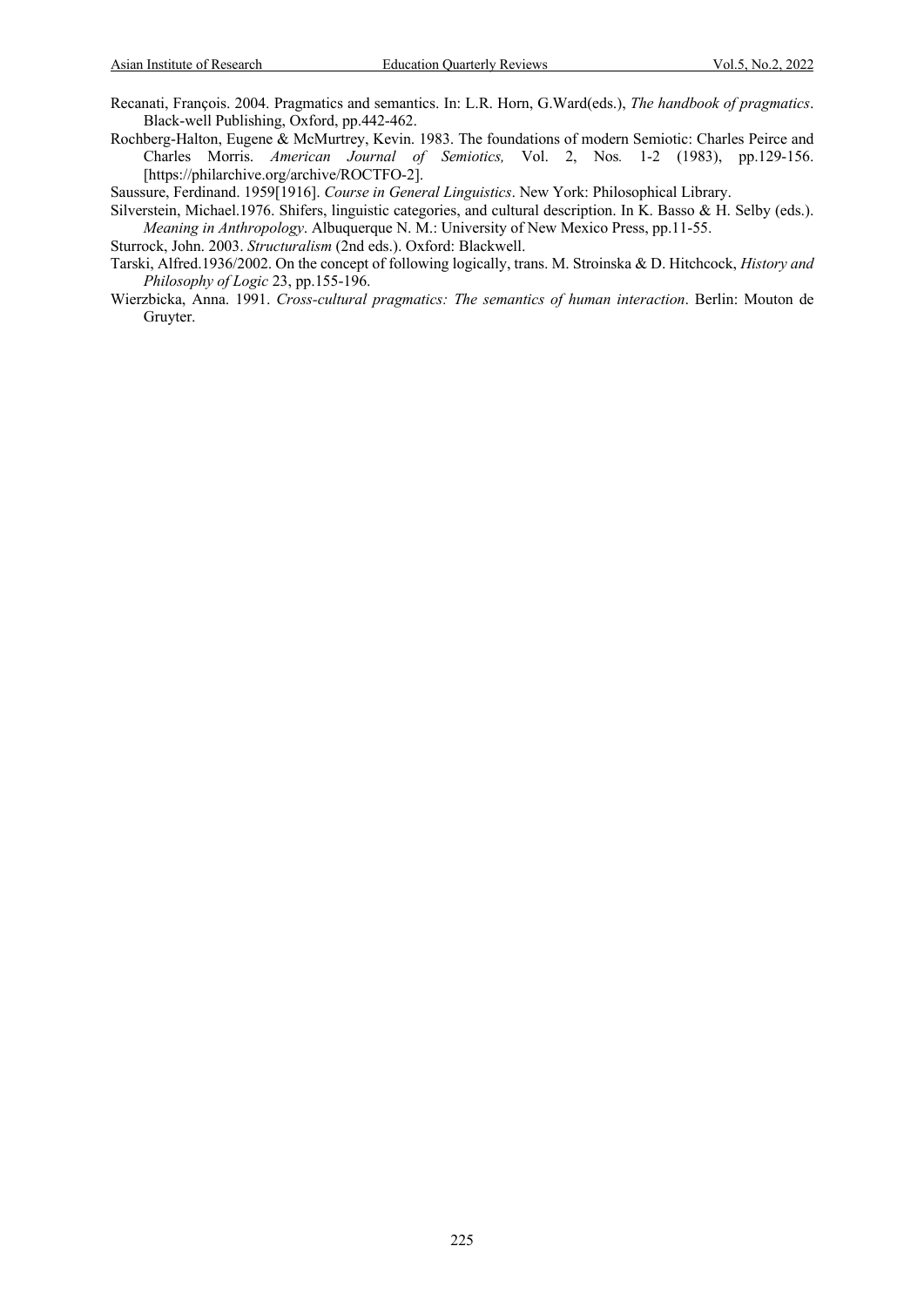Recanati, François. 2004. Pragmatics and semantics. In: L.R. Horn, G.Ward(eds.), *The handbook of pragmatics*. Black-well Publishing, Oxford, pp.442-462.

Rochberg-Halton, Eugene & McMurtrey, Kevin. 1983. The foundations of modern Semiotic: Charles Peirce and Charles Morris. *American Journal of Semiotics,* Vol. 2, Nos*.* 1-2 (1983), pp.129-156. [https://philarchive.org/archive/ROCTFO-2].

Saussure, Ferdinand. 1959[1916]. *Course in General Linguistics*. New York: Philosophical Library.

Silverstein, Michael.1976. Shifers, linguistic categories, and cultural description. In K. Basso & H. Selby (eds.). *Meaning in Anthropology*. Albuquerque N. M.: University of New Mexico Press, pp.11-55.

Sturrock, John. 2003. *Structuralism* (2nd eds.). Oxford: Blackwell.

Tarski, Alfred.1936/2002. On the concept of following logically, trans. M. Stroinska & D. Hitchcock, *History and Philosophy of Logic* 23, pp.155-196.

Wierzbicka, Anna. 1991. *Cross-cultural pragmatics: The semantics of human interaction*. Berlin: Mouton de Gruyter.